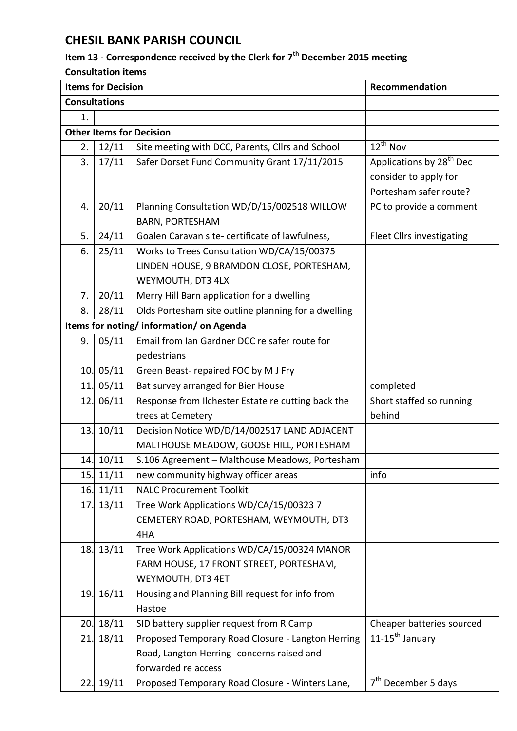# CHESIL BANK PARISH COUNCIL

**Item 13 - Correspondence received by the Clerk for 7th December 2015 meeting**

**Consultation items**

| **Items for Decision** | | | **Recommendation** |
|---|---|---|---|
| **Consultations** | | | |
| 1. | | | |
| **Other Items for Decision** | | | |
| 2. | 12/11 | Site meeting with DCC, Parents, Cllrs and School | 12th Nov |
| 3. | 17/11 | Safer Dorset Fund Community Grant 17/11/2015 | Applications by 28th Dec consider to apply for Portesham safer route? |
| 4. | 20/11 | Planning Consultation WD/D/15/002518 WILLOW BARN, PORTESHAM | PC to provide a comment |
| 5. | 24/11 | Goalen Caravan site- certificate of lawfulness, | Fleet Cllrs investigating |
| 6. | 25/11 | Works to Trees Consultation WD/CA/15/00375 LINDEN HOUSE, 9 BRAMDON CLOSE, PORTESHAM, WEYMOUTH, DT3 4LX | |
| 7. | 20/11 | Merry Hill Barn application for a dwelling | |
| 8. | 28/11 | Olds Portesham site outline planning for a dwelling | |
| **Items for noting/ information/ on Agenda** | | | |
| 9. | 05/11 | Email from Ian Gardner DCC re safer route for pedestrians | |
| 10. | 05/11 | Green Beast- repaired FOC by M J Fry | |
| 11. | 05/11 | Bat survey arranged for Bier House | completed |
| 12. | 06/11 | Response from Ilchester Estate re cutting back the trees at Cemetery | Short staffed so running behind |
| 13. | 10/11 | Decision Notice WD/D/14/002517 LAND ADJACENT MALTHOUSE MEADOW, GOOSE HILL, PORTESHAM | |
| 14. | 10/11 | S.106 Agreement – Malthouse Meadows, Portesham | |
| 15. | 11/11 | new community highway officer areas | info |
| 16. | 11/11 | NALC Procurement Toolkit | |
| 17. | 13/11 | Tree Work Applications WD/CA/15/00323 7 CEMETERY ROAD, PORTESHAM, WEYMOUTH, DT3 4HA | |
| 18. | 13/11 | Tree Work Applications WD/CA/15/00324 MANOR FARM HOUSE, 17 FRONT STREET, PORTESHAM, WEYMOUTH, DT3 4ET | |
| 19. | 16/11 | Housing and Planning Bill request for info from Hastoe | |
| 20. | 18/11 | SID battery supplier request from R Camp | Cheaper batteries sourced |
| 21. | 18/11 | Proposed Temporary Road Closure - Langton Herring Road, Langton Herring- concerns raised and forwarded re access | 11-15th January |
| 22. | 19/11 | Proposed Temporary Road Closure - Winters Lane, | 7th December 5 days |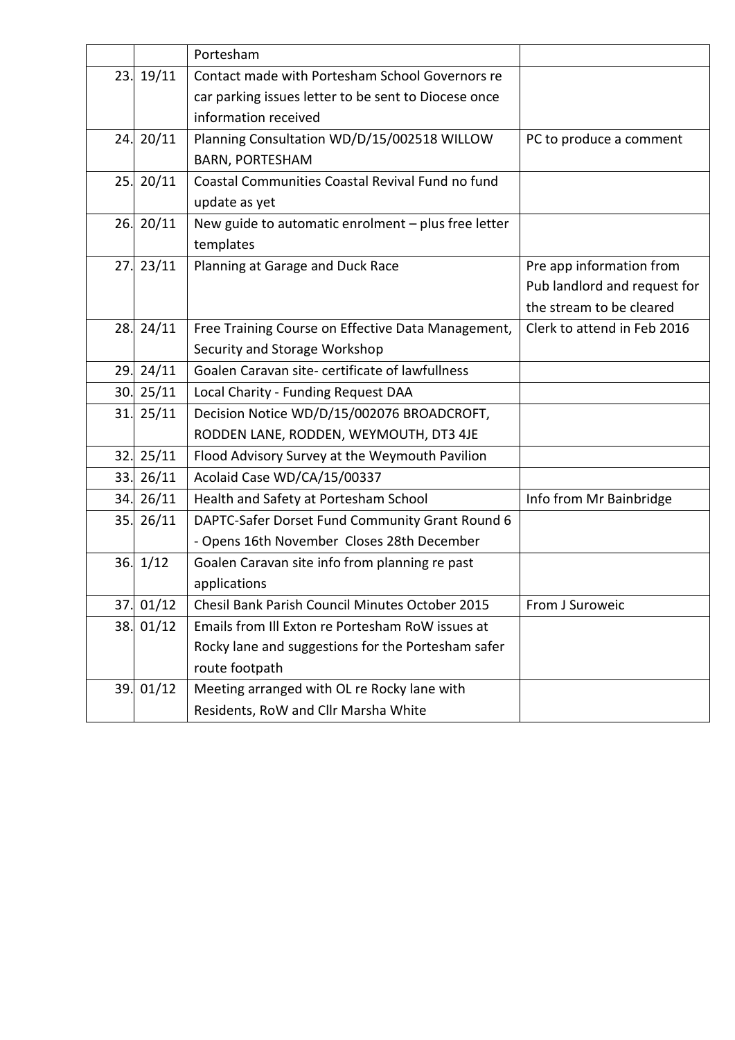| | | | |
|---|---|---|---|
| | | Portesham | |
| 23. | 19/11 | Contact made with Portesham School Governors re car parking issues letter to be sent to Diocese once information received | |
| 24. | 20/11 | Planning Consultation WD/D/15/002518 WILLOW BARN, PORTESHAM | PC to produce a comment |
| 25. | 20/11 | Coastal Communities Coastal Revival Fund no fund update as yet | |
| 26. | 20/11 | New guide to automatic enrolment – plus free letter templates | |
| 27. | 23/11 | Planning at Garage and Duck Race | Pre app information from Pub landlord and request for the stream to be cleared |
| 28. | 24/11 | Free Training Course on Effective Data Management, Security and Storage Workshop | Clerk to attend in Feb 2016 |
| 29. | 24/11 | Goalen Caravan site- certificate of lawfullness | |
| 30. | 25/11 | Local Charity - Funding Request DAA | |
| 31. | 25/11 | Decision Notice WD/D/15/002076 BROADCROFT, RODDEN LANE, RODDEN, WEYMOUTH, DT3 4JE | |
| 32. | 25/11 | Flood Advisory Survey at the Weymouth Pavilion | |
| 33. | 26/11 | Acolaid Case WD/CA/15/00337 | |
| 34. | 26/11 | Health and Safety at Portesham School | Info from Mr Bainbridge |
| 35. | 26/11 | DAPTC-Safer Dorset Fund Community Grant Round 6 - Opens 16th November Closes 28th December | |
| 36. | 1/12 | Goalen Caravan site info from planning re past applications | |
| 37. | 01/12 | Chesil Bank Parish Council Minutes October 2015 | From J Suroweic |
| 38. | 01/12 | Emails from Ill Exton re Portesham RoW issues at Rocky lane and suggestions for the Portesham safer route footpath | |
| 39. | 01/12 | Meeting arranged with OL re Rocky lane with Residents, RoW and Cllr Marsha White | |